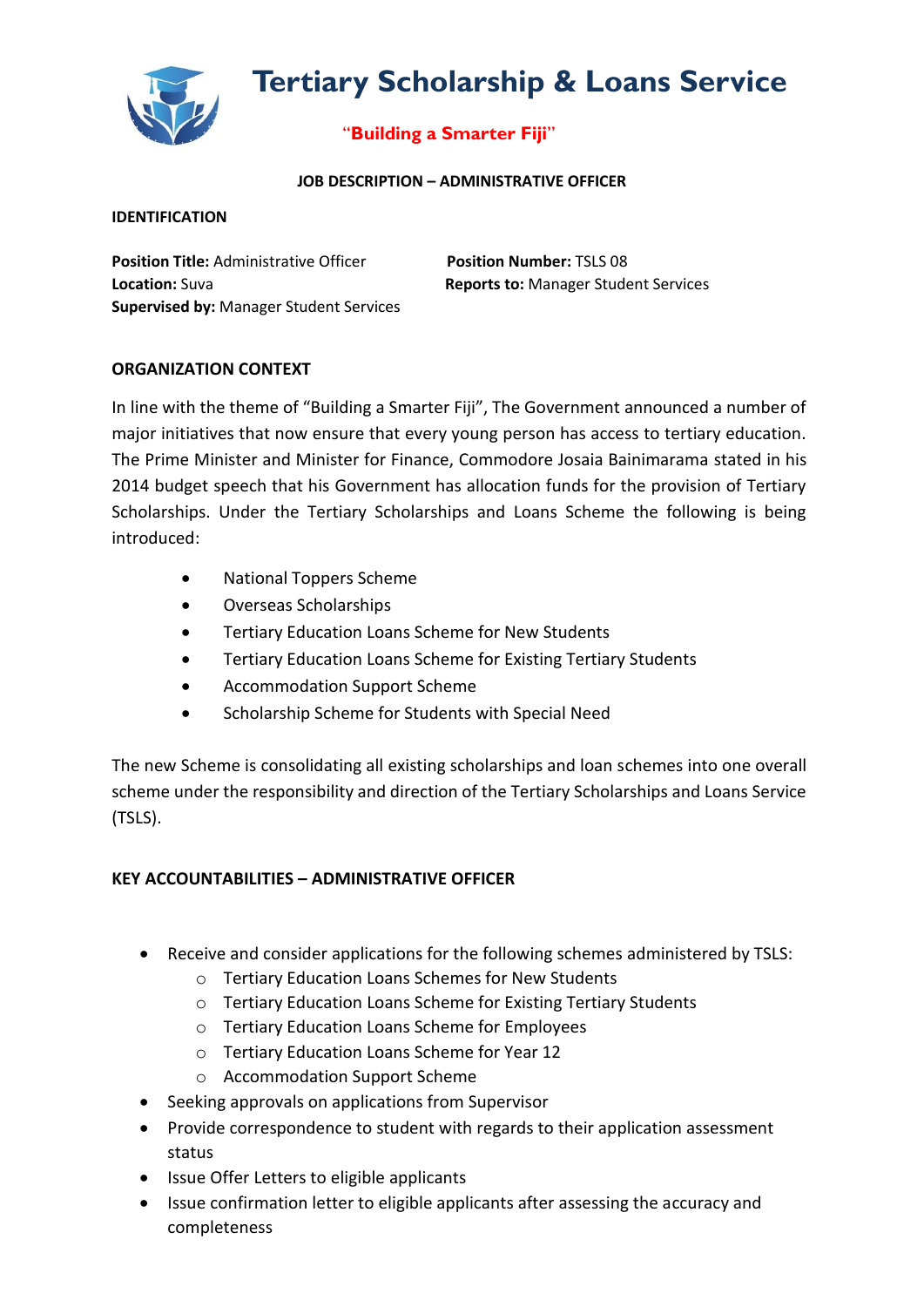# Tertiary Scholarship & Loans Service

"**Building a Smarter Fiji**"

**JOB DESCRIPTION – ADMINISTRATIVE OFFICER**

**IDENTIFICATION**

**Position Title:** Administrative Officer
**Position Number:** TSLS 08
**Location:** Suva
**Reports to:** Manager Student Services
**Supervised by:** Manager Student Services

**ORGANIZATION CONTEXT**

In line with the theme of "Building a Smarter Fiji", The Government announced a number of major initiatives that now ensure that every young person has access to tertiary education. The Prime Minister and Minister for Finance, Commodore Josaia Bainimarama stated in his 2014 budget speech that his Government has allocation funds for the provision of Tertiary Scholarships. Under the Tertiary Scholarships and Loans Scheme the following is being introduced:

- National Toppers Scheme
- Overseas Scholarships
- Tertiary Education Loans Scheme for New Students
- Tertiary Education Loans Scheme for Existing Tertiary Students
- Accommodation Support Scheme
- Scholarship Scheme for Students with Special Need

The new Scheme is consolidating all existing scholarships and loan schemes into one overall scheme under the responsibility and direction of the Tertiary Scholarships and Loans Service (TSLS).

**KEY ACCOUNTABILITIES – ADMINISTRATIVE OFFICER**

- Receive and consider applications for the following schemes administered by TSLS:
  - Tertiary Education Loans Schemes for New Students
  - Tertiary Education Loans Scheme for Existing Tertiary Students
  - Tertiary Education Loans Scheme for Employees
  - Tertiary Education Loans Scheme for Year 12
  - Accommodation Support Scheme
- Seeking approvals on applications from Supervisor
- Provide correspondence to student with regards to their application assessment status
- Issue Offer Letters to eligible applicants
- Issue confirmation letter to eligible applicants after assessing the accuracy and completeness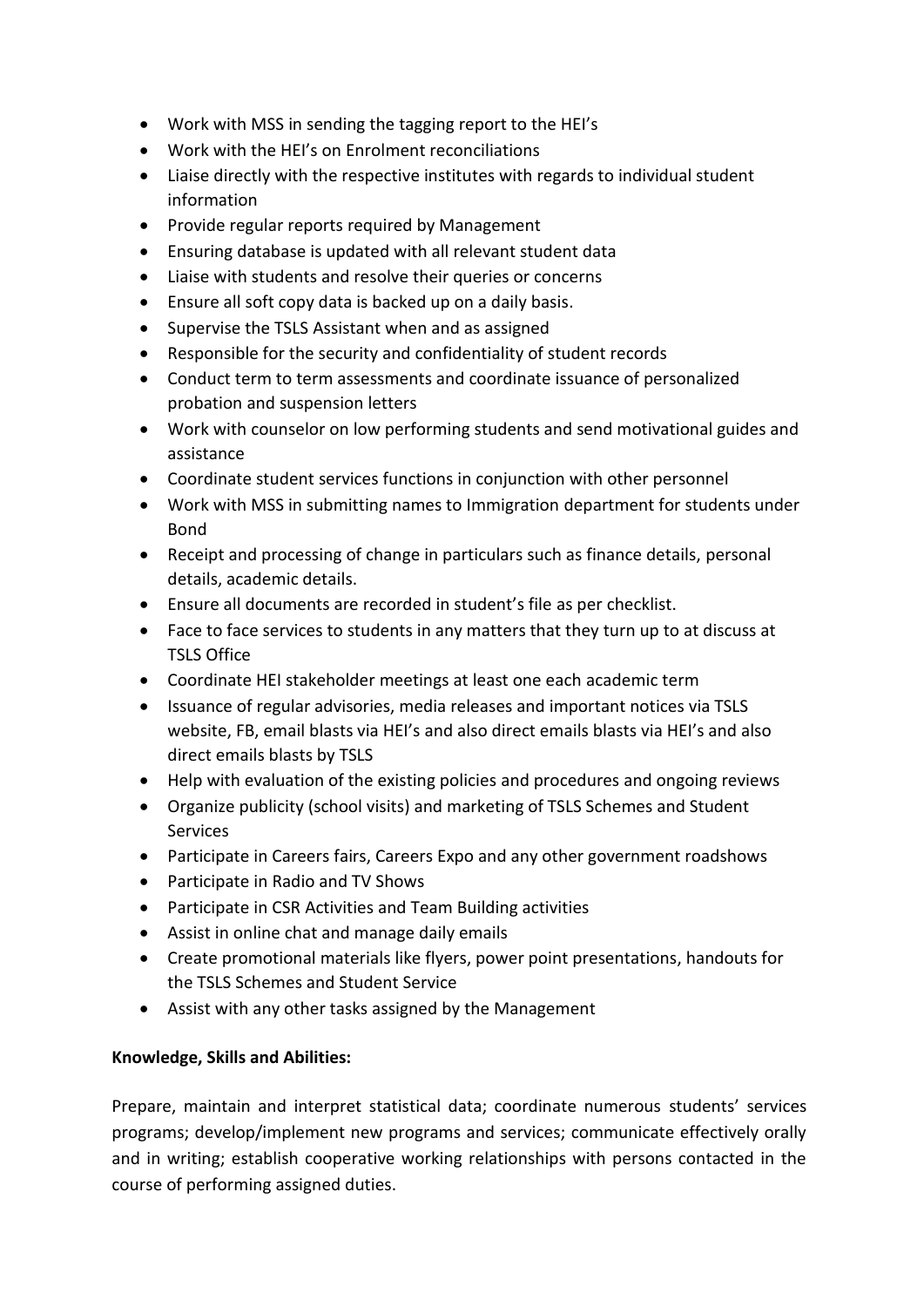- Work with MSS in sending the tagging report to the HEI's
- Work with the HEI's on Enrolment reconciliations
- Liaise directly with the respective institutes with regards to individual student information
- Provide regular reports required by Management
- Ensuring database is updated with all relevant student data
- Liaise with students and resolve their queries or concerns
- Ensure all soft copy data is backed up on a daily basis.
- Supervise the TSLS Assistant when and as assigned
- Responsible for the security and confidentiality of student records
- Conduct term to term assessments and coordinate issuance of personalized probation and suspension letters
- Work with counselor on low performing students and send motivational guides and assistance
- Coordinate student services functions in conjunction with other personnel
- Work with MSS in submitting names to Immigration department for students under Bond
- Receipt and processing of change in particulars such as finance details, personal details, academic details.
- Ensure all documents are recorded in student's file as per checklist.
- Face to face services to students in any matters that they turn up to at discuss at TSLS Office
- Coordinate HEI stakeholder meetings at least one each academic term
- Issuance of regular advisories, media releases and important notices via TSLS website, FB, email blasts via HEI's and also direct emails blasts via HEI's and also direct emails blasts by TSLS
- Help with evaluation of the existing policies and procedures and ongoing reviews
- Organize publicity (school visits) and marketing of TSLS Schemes and Student Services
- Participate in Careers fairs, Careers Expo and any other government roadshows
- Participate in Radio and TV Shows
- Participate in CSR Activities and Team Building activities
- Assist in online chat and manage daily emails
- Create promotional materials like flyers, power point presentations, handouts for the TSLS Schemes and Student Service
- Assist with any other tasks assigned by the Management

**Knowledge, Skills and Abilities:**

Prepare, maintain and interpret statistical data; coordinate numerous students' services programs; develop/implement new programs and services; communicate effectively orally and in writing; establish cooperative working relationships with persons contacted in the course of performing assigned duties.